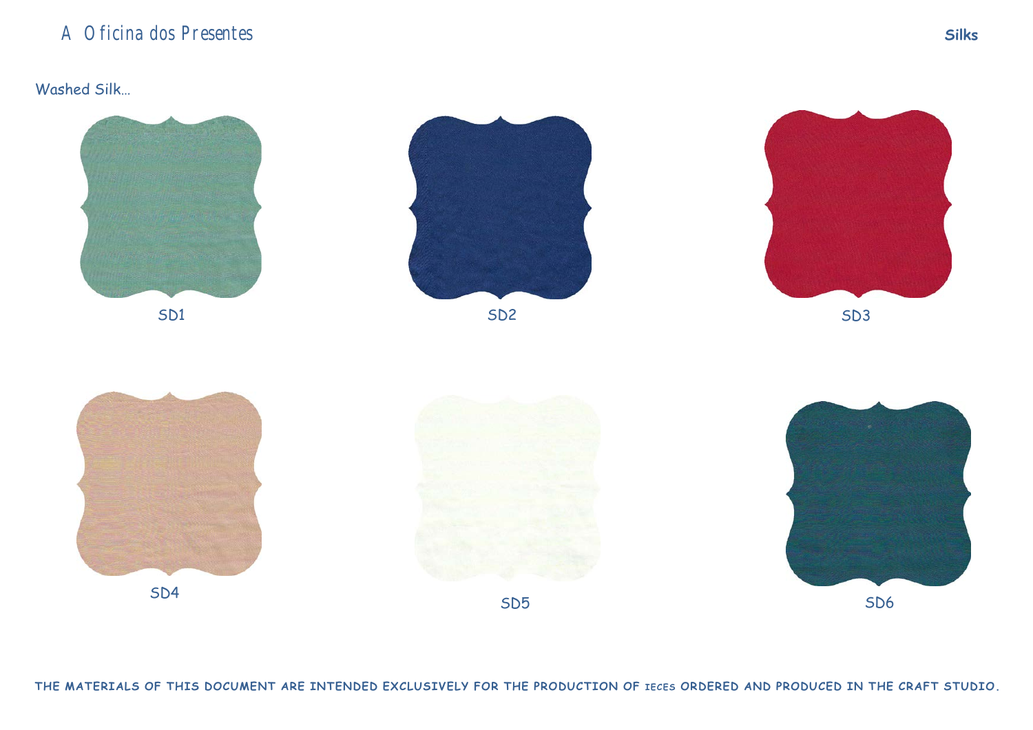A Oficina dos Presentes

**Silks**

Washed Silk...

SD1

SD2

SD3

SD4

SD5

SD6

**THE MATERIALS OF THIS DOCUMENT ARE INTENDED EXCLUSIVELY FOR THE PRODUCTION OF IECES ORDERED AND PRODUCED IN THE CRAFT STUDIO.**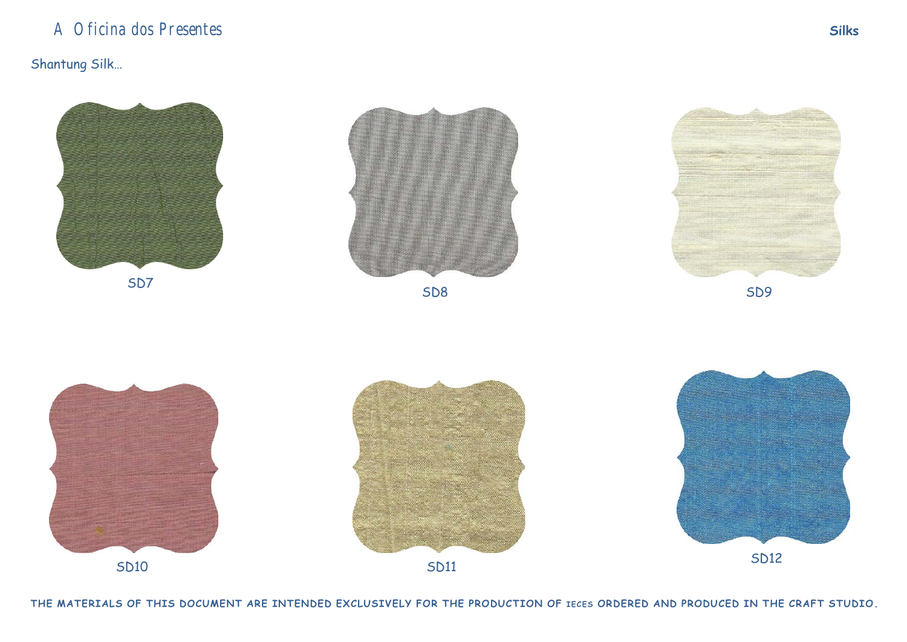A Oficina dos Presentes

**Silks**

Shantung Silk...

SD7

SD8

SD9

SD10

SD11

SD12

**THE MATERIALS OF THIS DOCUMENT ARE INTENDED EXCLUSIVELY FOR THE PRODUCTION OF IECES ORDERED AND PRODUCED IN THE CRAFT STUDIO.**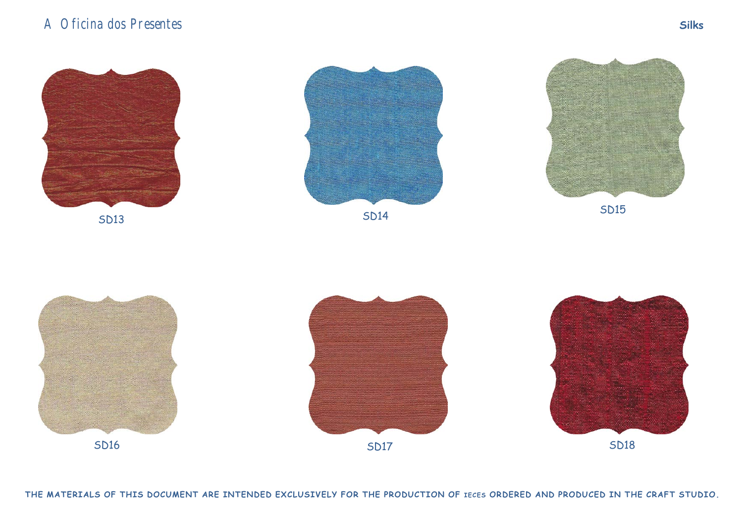SD13

SD14

SD15

SD16

SD17

SD18

**THE MATERIALS OF THIS DOCUMENT ARE INTENDED EXCLUSIVELY FOR THE PRODUCTION OF IECES ORDERED AND PRODUCED IN THE CRAFT STUDIO.**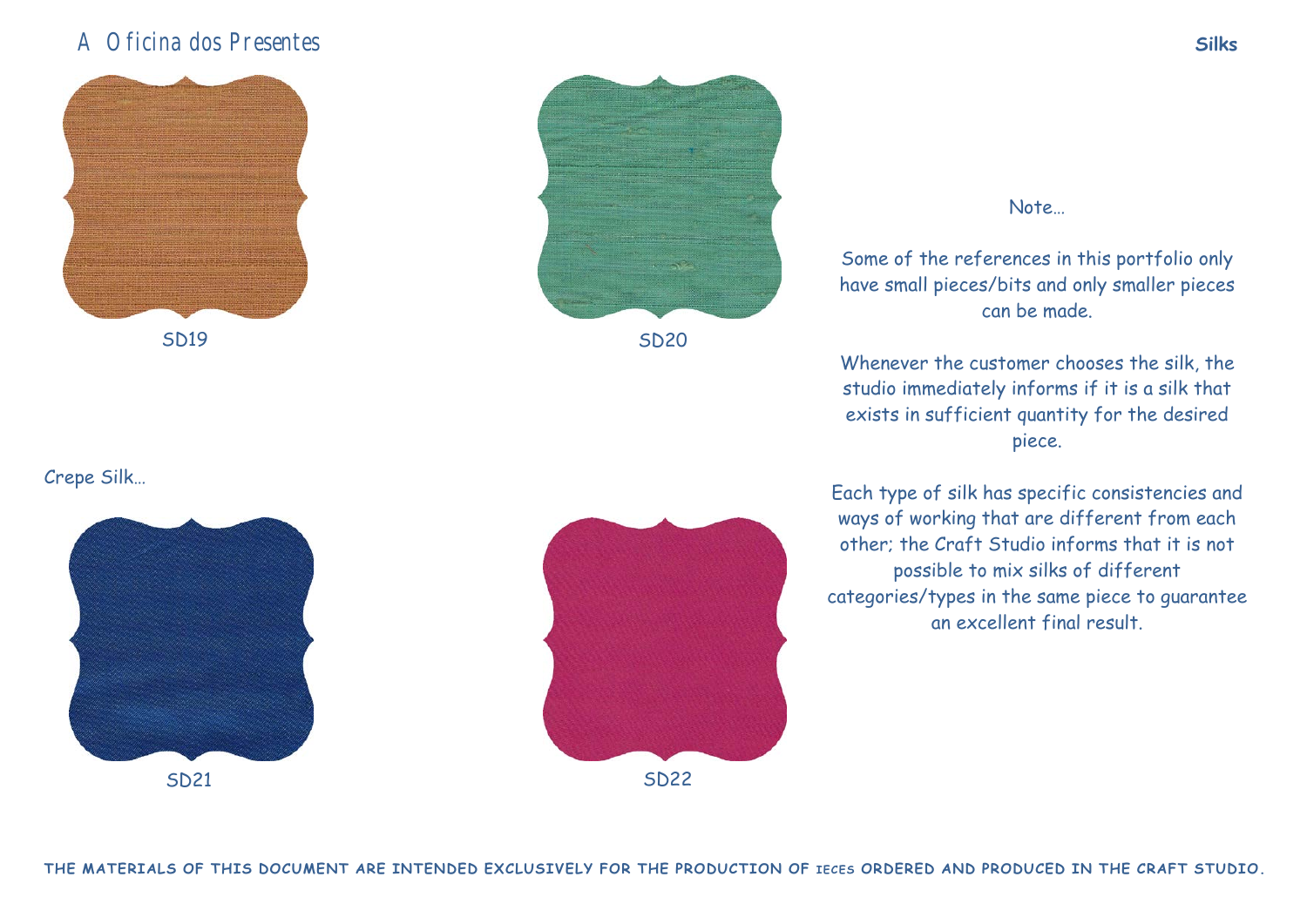SD19

SD20

Crepe Silk…

SD21

SD22

Note…

Some of the references in this portfolio only have small pieces/bits and only smaller pieces can be made.

Whenever the customer chooses the silk, the studio immediately informs if it is a silk that exists in sufficient quantity for the desired piece.

Each type of silk has specific consistencies and ways of working that are different from each other; the Craft Studio informs that it is not possible to mix silks of different categories/types in the same piece to guarantee an excellent final result.